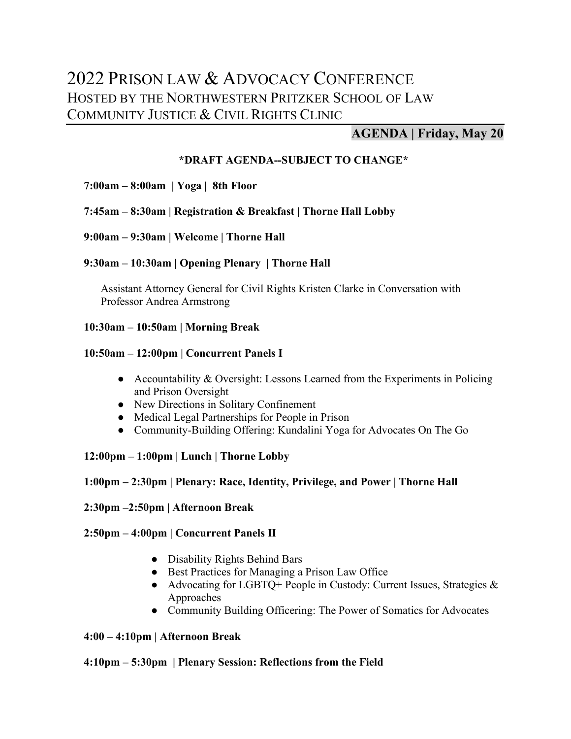# 2022 Prison law & Advocacy Conference
## Hosted by the Northwestern Pritzker School of Law Community Justice & Civil Rights Clinic

## AGENDA | Friday, May 20

**\*DRAFT AGENDA--SUBJECT TO CHANGE\***

**7:00am – 8:00am | Yoga | 8th Floor**

**7:45am – 8:30am | Registration & Breakfast | Thorne Hall Lobby**

**9:00am – 9:30am | Welcome | Thorne Hall**

**9:30am – 10:30am | Opening Plenary | Thorne Hall**

Assistant Attorney General for Civil Rights Kristen Clarke in Conversation with Professor Andrea Armstrong

**10:30am – 10:50am | Morning Break**

**10:50am – 12:00pm | Concurrent Panels I**

- Accountability & Oversight: Lessons Learned from the Experiments in Policing and Prison Oversight
- New Directions in Solitary Confinement
- Medical Legal Partnerships for People in Prison
- Community-Building Offering: Kundalini Yoga for Advocates On The Go

**12:00pm – 1:00pm | Lunch | Thorne Lobby**

**1:00pm – 2:30pm | Plenary: Race, Identity, Privilege, and Power | Thorne Hall**

**2:30pm –2:50pm | Afternoon Break**

**2:50pm – 4:00pm | Concurrent Panels II**

- Disability Rights Behind Bars
- Best Practices for Managing a Prison Law Office
- Advocating for LGBTQ+ People in Custody: Current Issues, Strategies & Approaches
- Community Building Officering: The Power of Somatics for Advocates

**4:00 – 4:10pm | Afternoon Break**

**4:10pm – 5:30pm | Plenary Session: Reflections from the Field**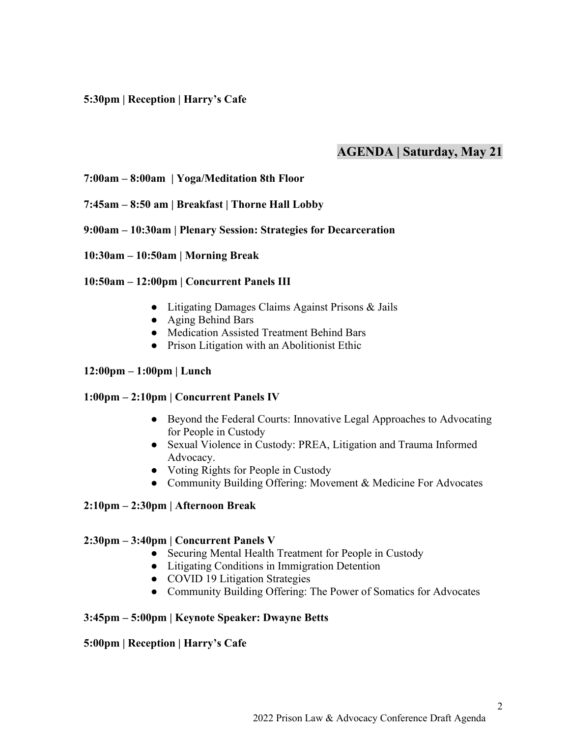**5:30pm | Reception | Harry's Cafe**

## AGENDA | Saturday, May 21

**7:00am – 8:00am | Yoga/Meditation 8th Floor**

**7:45am – 8:50 am | Breakfast | Thorne Hall Lobby**

**9:00am – 10:30am | Plenary Session: Strategies for Decarceration**

**10:30am – 10:50am | Morning Break**

**10:50am – 12:00pm | Concurrent Panels III**

- Litigating Damages Claims Against Prisons & Jails
- Aging Behind Bars
- Medication Assisted Treatment Behind Bars
- Prison Litigation with an Abolitionist Ethic

**12:00pm – 1:00pm | Lunch**

**1:00pm – 2:10pm | Concurrent Panels IV**

- Beyond the Federal Courts: Innovative Legal Approaches to Advocating for People in Custody
- Sexual Violence in Custody: PREA, Litigation and Trauma Informed Advocacy.
- Voting Rights for People in Custody
- Community Building Offering: Movement & Medicine For Advocates

**2:10pm – 2:30pm | Afternoon Break**

**2:30pm – 3:40pm | Concurrent Panels V**

- Securing Mental Health Treatment for People in Custody
- Litigating Conditions in Immigration Detention
- COVID 19 Litigation Strategies
- Community Building Offering: The Power of Somatics for Advocates

**3:45pm – 5:00pm | Keynote Speaker: Dwayne Betts**

**5:00pm | Reception | Harry's Cafe**